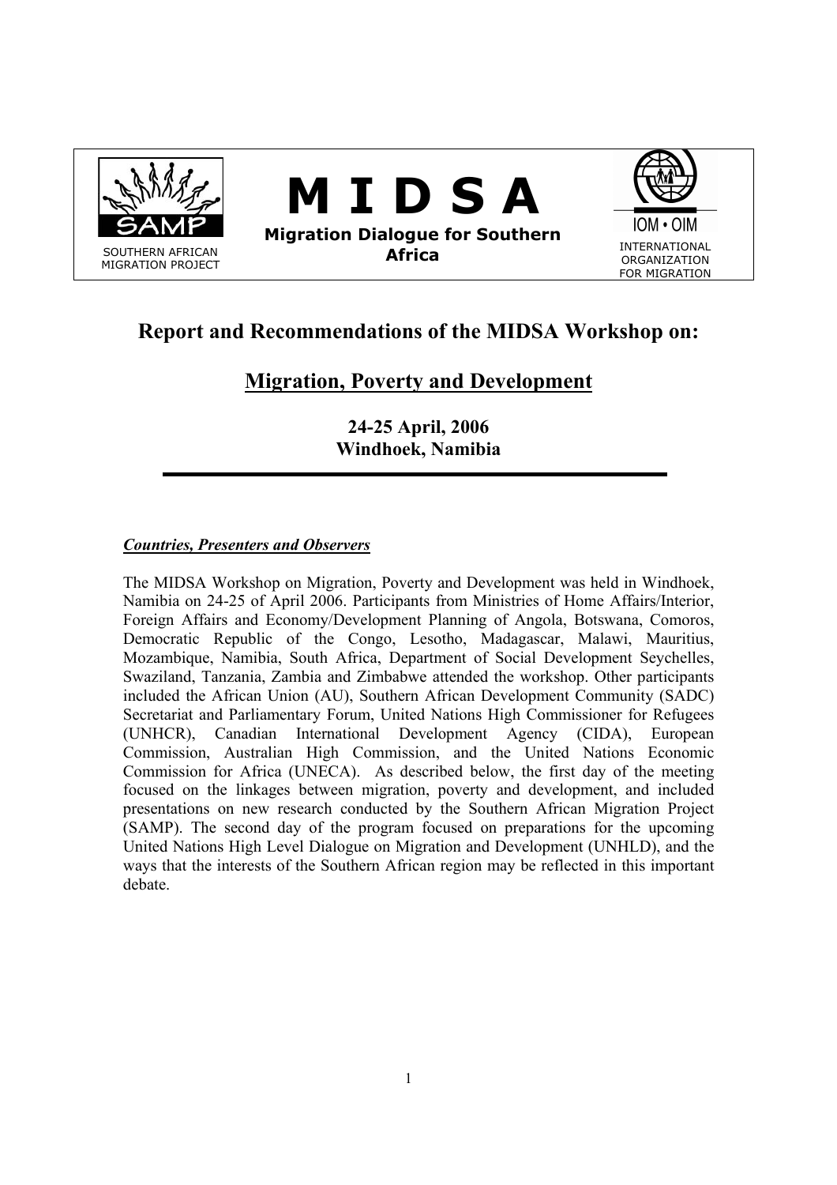SOUTHERN AFRICAN MIGRATION PROJECT

# M I D S A

**Migration Dialogue for Southern Africa**

IOM • OIM
INTERNATIONAL ORGANIZATION FOR MIGRATION

## Report and Recommendations of the MIDSA Workshop on:

## Migration, Poverty and Development

**24-25 April, 2006**
**Windhoek, Namibia**

***Countries, Presenters and Observers***

The MIDSA Workshop on Migration, Poverty and Development was held in Windhoek, Namibia on 24-25 of April 2006. Participants from Ministries of Home Affairs/Interior, Foreign Affairs and Economy/Development Planning of Angola, Botswana, Comoros, Democratic Republic of the Congo, Lesotho, Madagascar, Malawi, Mauritius, Mozambique, Namibia, South Africa, Department of Social Development Seychelles, Swaziland, Tanzania, Zambia and Zimbabwe attended the workshop. Other participants included the African Union (AU), Southern African Development Community (SADC) Secretariat and Parliamentary Forum, United Nations High Commissioner for Refugees (UNHCR), Canadian International Development Agency (CIDA), European Commission, Australian High Commission, and the United Nations Economic Commission for Africa (UNECA). As described below, the first day of the meeting focused on the linkages between migration, poverty and development, and included presentations on new research conducted by the Southern African Migration Project (SAMP). The second day of the program focused on preparations for the upcoming United Nations High Level Dialogue on Migration and Development (UNHLD), and the ways that the interests of the Southern African region may be reflected in this important debate.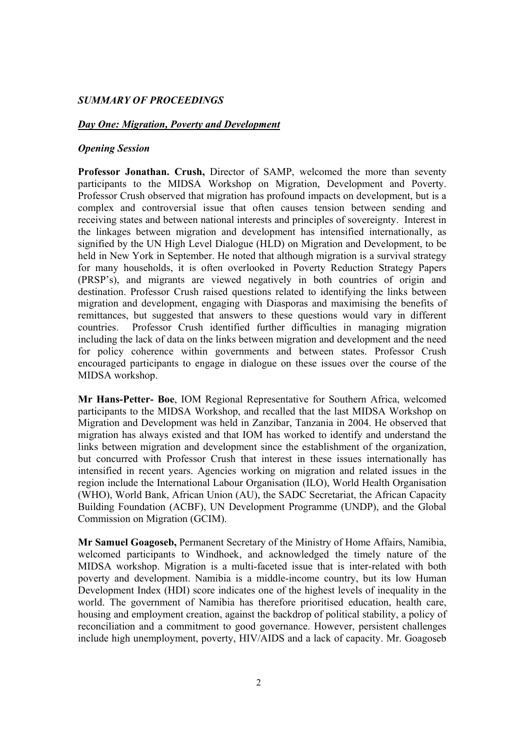***SUMMARY OF PROCEEDINGS***

***Day One: Migration, Poverty and Development***

***Opening Session***

**Professor Jonathan. Crush,** Director of SAMP, welcomed the more than seventy participants to the MIDSA Workshop on Migration, Development and Poverty. Professor Crush observed that migration has profound impacts on development, but is a complex and controversial issue that often causes tension between sending and receiving states and between national interests and principles of sovereignty. Interest in the linkages between migration and development has intensified internationally, as signified by the UN High Level Dialogue (HLD) on Migration and Development, to be held in New York in September. He noted that although migration is a survival strategy for many households, it is often overlooked in Poverty Reduction Strategy Papers (PRSP's), and migrants are viewed negatively in both countries of origin and destination. Professor Crush raised questions related to identifying the links between migration and development, engaging with Diasporas and maximising the benefits of remittances, but suggested that answers to these questions would vary in different countries. Professor Crush identified further difficulties in managing migration including the lack of data on the links between migration and development and the need for policy coherence within governments and between states. Professor Crush encouraged participants to engage in dialogue on these issues over the course of the MIDSA workshop.

**Mr Hans-Petter- Boe**, IOM Regional Representative for Southern Africa, welcomed participants to the MIDSA Workshop, and recalled that the last MIDSA Workshop on Migration and Development was held in Zanzibar, Tanzania in 2004. He observed that migration has always existed and that IOM has worked to identify and understand the links between migration and development since the establishment of the organization, but concurred with Professor Crush that interest in these issues internationally has intensified in recent years. Agencies working on migration and related issues in the region include the International Labour Organisation (ILO), World Health Organisation (WHO), World Bank, African Union (AU), the SADC Secretariat, the African Capacity Building Foundation (ACBF), UN Development Programme (UNDP), and the Global Commission on Migration (GCIM).

**Mr Samuel Goagoseb,** Permanent Secretary of the Ministry of Home Affairs, Namibia, welcomed participants to Windhoek, and acknowledged the timely nature of the MIDSA workshop. Migration is a multi-faceted issue that is inter-related with both poverty and development. Namibia is a middle-income country, but its low Human Development Index (HDI) score indicates one of the highest levels of inequality in the world. The government of Namibia has therefore prioritised education, health care, housing and employment creation, against the backdrop of political stability, a policy of reconciliation and a commitment to good governance. However, persistent challenges include high unemployment, poverty, HIV/AIDS and a lack of capacity. Mr. Goagoseb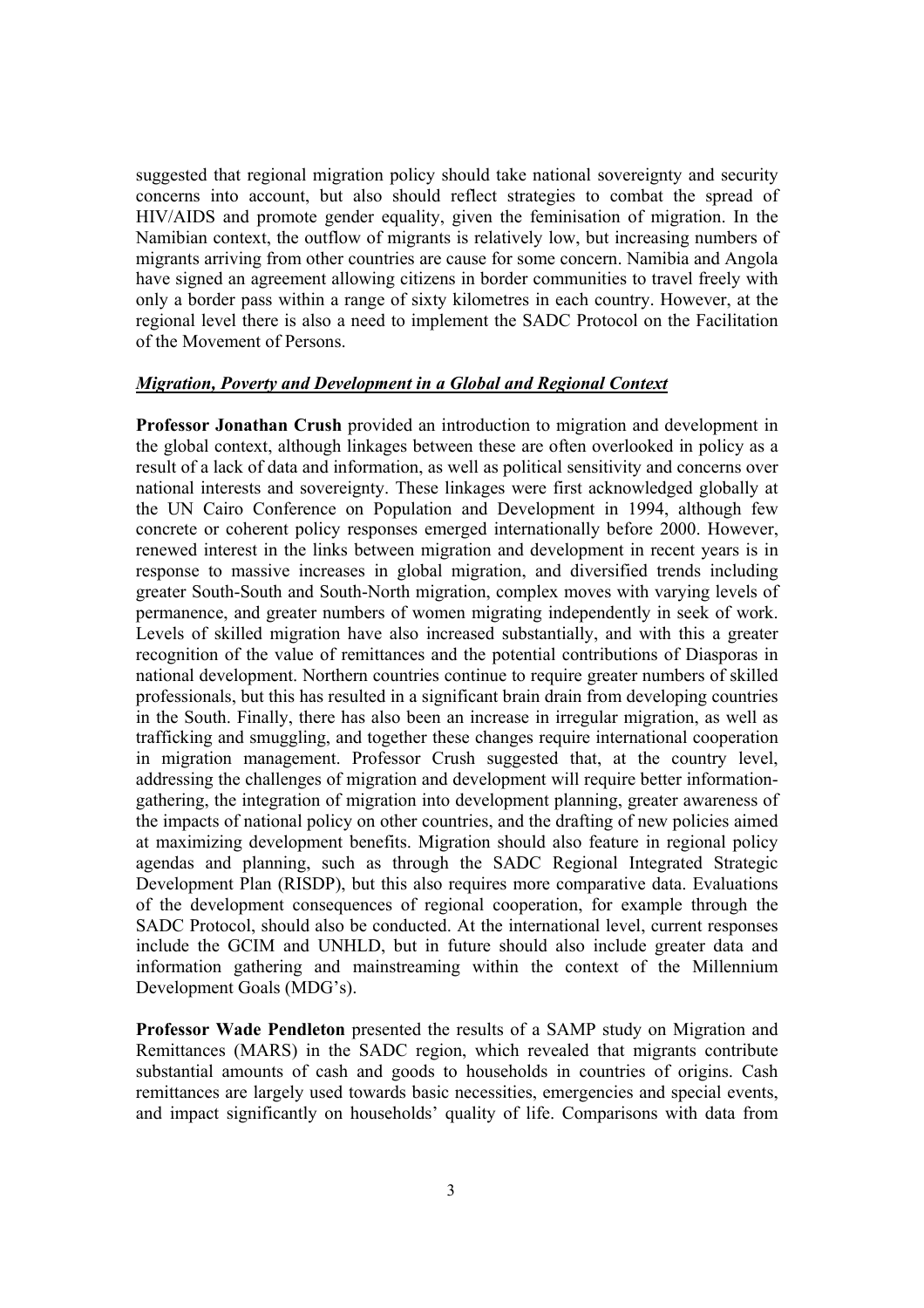suggested that regional migration policy should take national sovereignty and security concerns into account, but also should reflect strategies to combat the spread of HIV/AIDS and promote gender equality, given the feminisation of migration. In the Namibian context, the outflow of migrants is relatively low, but increasing numbers of migrants arriving from other countries are cause for some concern. Namibia and Angola have signed an agreement allowing citizens in border communities to travel freely with only a border pass within a range of sixty kilometres in each country. However, at the regional level there is also a need to implement the SADC Protocol on the Facilitation of the Movement of Persons.

### ***Migration, Poverty and Development in a Global and Regional Context***

**Professor Jonathan Crush** provided an introduction to migration and development in the global context, although linkages between these are often overlooked in policy as a result of a lack of data and information, as well as political sensitivity and concerns over national interests and sovereignty. These linkages were first acknowledged globally at the UN Cairo Conference on Population and Development in 1994, although few concrete or coherent policy responses emerged internationally before 2000. However, renewed interest in the links between migration and development in recent years is in response to massive increases in global migration, and diversified trends including greater South-South and South-North migration, complex moves with varying levels of permanence, and greater numbers of women migrating independently in seek of work. Levels of skilled migration have also increased substantially, and with this a greater recognition of the value of remittances and the potential contributions of Diasporas in national development. Northern countries continue to require greater numbers of skilled professionals, but this has resulted in a significant brain drain from developing countries in the South. Finally, there has also been an increase in irregular migration, as well as trafficking and smuggling, and together these changes require international cooperation in migration management. Professor Crush suggested that, at the country level, addressing the challenges of migration and development will require better information-gathering, the integration of migration into development planning, greater awareness of the impacts of national policy on other countries, and the drafting of new policies aimed at maximizing development benefits. Migration should also feature in regional policy agendas and planning, such as through the SADC Regional Integrated Strategic Development Plan (RISDP), but this also requires more comparative data. Evaluations of the development consequences of regional cooperation, for example through the SADC Protocol, should also be conducted. At the international level, current responses include the GCIM and UNHLD, but in future should also include greater data and information gathering and mainstreaming within the context of the Millennium Development Goals (MDG's).

**Professor Wade Pendleton** presented the results of a SAMP study on Migration and Remittances (MARS) in the SADC region, which revealed that migrants contribute substantial amounts of cash and goods to households in countries of origins. Cash remittances are largely used towards basic necessities, emergencies and special events, and impact significantly on households' quality of life. Comparisons with data from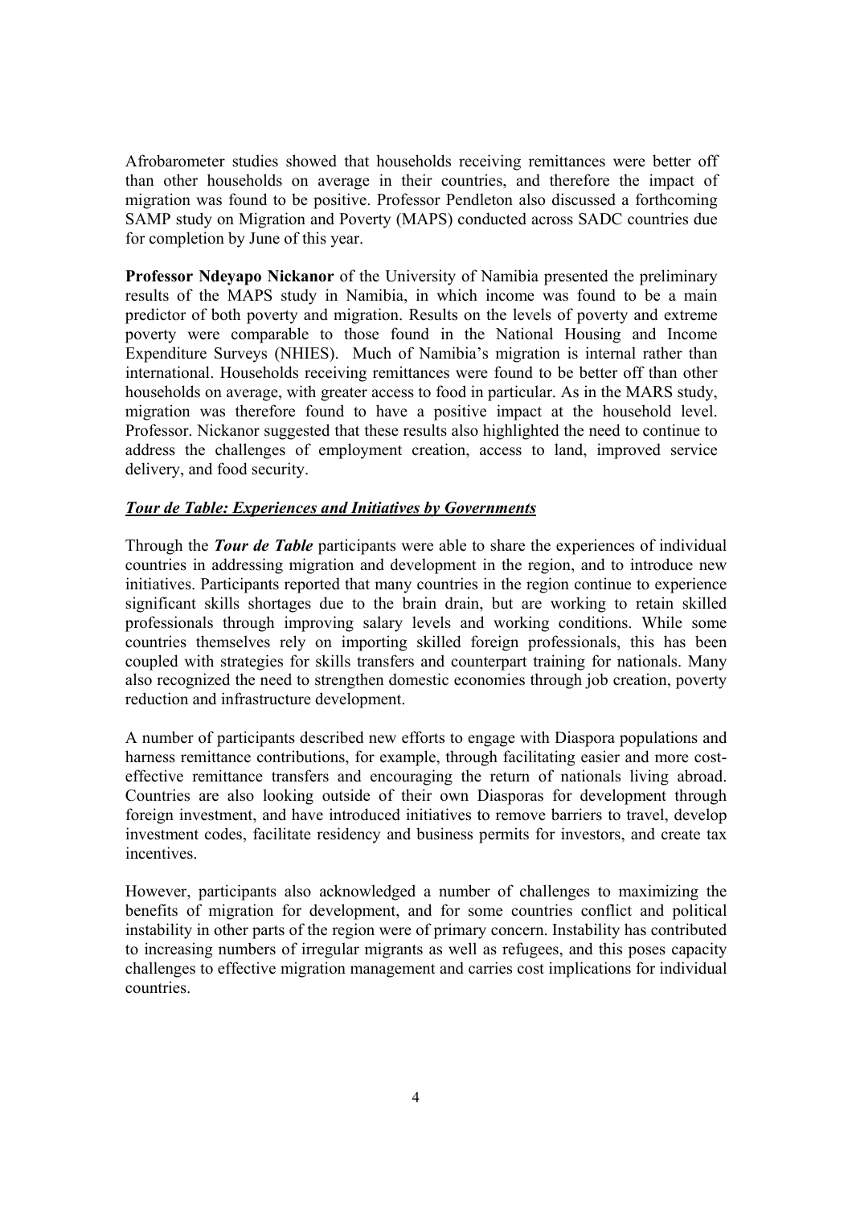Afrobarometer studies showed that households receiving remittances were better off than other households on average in their countries, and therefore the impact of migration was found to be positive. Professor Pendleton also discussed a forthcoming SAMP study on Migration and Poverty (MAPS) conducted across SADC countries due for completion by June of this year.

**Professor Ndeyapo Nickanor** of the University of Namibia presented the preliminary results of the MAPS study in Namibia, in which income was found to be a main predictor of both poverty and migration. Results on the levels of poverty and extreme poverty were comparable to those found in the National Housing and Income Expenditure Surveys (NHIES). Much of Namibia's migration is internal rather than international. Households receiving remittances were found to be better off than other households on average, with greater access to food in particular. As in the MARS study, migration was therefore found to have a positive impact at the household level. Professor. Nickanor suggested that these results also highlighted the need to continue to address the challenges of employment creation, access to land, improved service delivery, and food security.

### ***Tour de Table: Experiences and Initiatives by Governments***

Through the ***Tour de Table*** participants were able to share the experiences of individual countries in addressing migration and development in the region, and to introduce new initiatives. Participants reported that many countries in the region continue to experience significant skills shortages due to the brain drain, but are working to retain skilled professionals through improving salary levels and working conditions. While some countries themselves rely on importing skilled foreign professionals, this has been coupled with strategies for skills transfers and counterpart training for nationals. Many also recognized the need to strengthen domestic economies through job creation, poverty reduction and infrastructure development.

A number of participants described new efforts to engage with Diaspora populations and harness remittance contributions, for example, through facilitating easier and more cost-effective remittance transfers and encouraging the return of nationals living abroad. Countries are also looking outside of their own Diasporas for development through foreign investment, and have introduced initiatives to remove barriers to travel, develop investment codes, facilitate residency and business permits for investors, and create tax incentives.

However, participants also acknowledged a number of challenges to maximizing the benefits of migration for development, and for some countries conflict and political instability in other parts of the region were of primary concern. Instability has contributed to increasing numbers of irregular migrants as well as refugees, and this poses capacity challenges to effective migration management and carries cost implications for individual countries.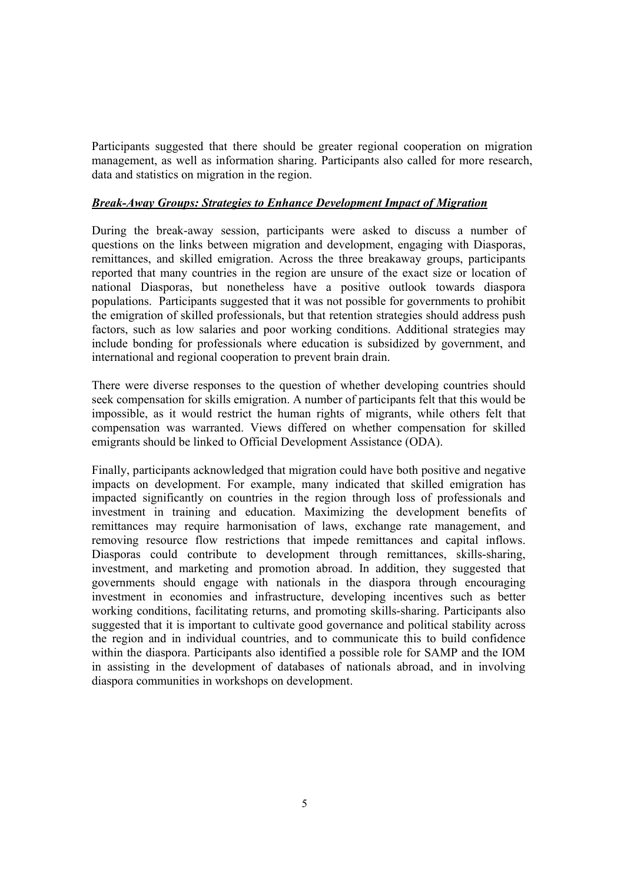Participants suggested that there should be greater regional cooperation on migration management, as well as information sharing. Participants also called for more research, data and statistics on migration in the region.

***Break-Away Groups: Strategies to Enhance Development Impact of Migration***

During the break-away session, participants were asked to discuss a number of questions on the links between migration and development, engaging with Diasporas, remittances, and skilled emigration. Across the three breakaway groups, participants reported that many countries in the region are unsure of the exact size or location of national Diasporas, but nonetheless have a positive outlook towards diaspora populations. Participants suggested that it was not possible for governments to prohibit the emigration of skilled professionals, but that retention strategies should address push factors, such as low salaries and poor working conditions. Additional strategies may include bonding for professionals where education is subsidized by government, and international and regional cooperation to prevent brain drain.

There were diverse responses to the question of whether developing countries should seek compensation for skills emigration. A number of participants felt that this would be impossible, as it would restrict the human rights of migrants, while others felt that compensation was warranted. Views differed on whether compensation for skilled emigrants should be linked to Official Development Assistance (ODA).

Finally, participants acknowledged that migration could have both positive and negative impacts on development. For example, many indicated that skilled emigration has impacted significantly on countries in the region through loss of professionals and investment in training and education. Maximizing the development benefits of remittances may require harmonisation of laws, exchange rate management, and removing resource flow restrictions that impede remittances and capital inflows. Diasporas could contribute to development through remittances, skills-sharing, investment, and marketing and promotion abroad. In addition, they suggested that governments should engage with nationals in the diaspora through encouraging investment in economies and infrastructure, developing incentives such as better working conditions, facilitating returns, and promoting skills-sharing. Participants also suggested that it is important to cultivate good governance and political stability across the region and in individual countries, and to communicate this to build confidence within the diaspora. Participants also identified a possible role for SAMP and the IOM in assisting in the development of databases of nationals abroad, and in involving diaspora communities in workshops on development.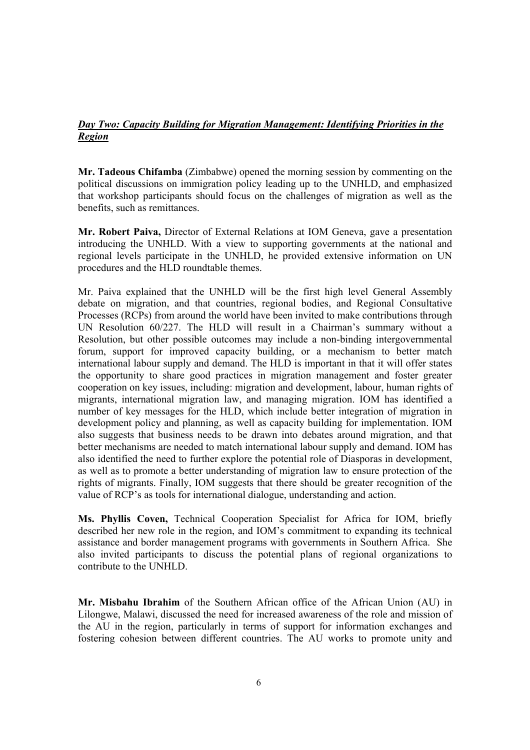***Day Two: Capacity Building for Migration Management: Identifying Priorities in the Region***

**Mr. Tadeous Chifamba** (Zimbabwe) opened the morning session by commenting on the political discussions on immigration policy leading up to the UNHLD, and emphasized that workshop participants should focus on the challenges of migration as well as the benefits, such as remittances.

**Mr. Robert Paiva,** Director of External Relations at IOM Geneva, gave a presentation introducing the UNHLD. With a view to supporting governments at the national and regional levels participate in the UNHLD, he provided extensive information on UN procedures and the HLD roundtable themes.

Mr. Paiva explained that the UNHLD will be the first high level General Assembly debate on migration, and that countries, regional bodies, and Regional Consultative Processes (RCPs) from around the world have been invited to make contributions through UN Resolution 60/227. The HLD will result in a Chairman's summary without a Resolution, but other possible outcomes may include a non-binding intergovernmental forum, support for improved capacity building, or a mechanism to better match international labour supply and demand. The HLD is important in that it will offer states the opportunity to share good practices in migration management and foster greater cooperation on key issues, including: migration and development, labour, human rights of migrants, international migration law, and managing migration. IOM has identified a number of key messages for the HLD, which include better integration of migration in development policy and planning, as well as capacity building for implementation. IOM also suggests that business needs to be drawn into debates around migration, and that better mechanisms are needed to match international labour supply and demand. IOM has also identified the need to further explore the potential role of Diasporas in development, as well as to promote a better understanding of migration law to ensure protection of the rights of migrants. Finally, IOM suggests that there should be greater recognition of the value of RCP's as tools for international dialogue, understanding and action.

**Ms. Phyllis Coven,** Technical Cooperation Specialist for Africa for IOM, briefly described her new role in the region, and IOM's commitment to expanding its technical assistance and border management programs with governments in Southern Africa. She also invited participants to discuss the potential plans of regional organizations to contribute to the UNHLD.

**Mr. Misbahu Ibrahim** of the Southern African office of the African Union (AU) in Lilongwe, Malawi, discussed the need for increased awareness of the role and mission of the AU in the region, particularly in terms of support for information exchanges and fostering cohesion between different countries. The AU works to promote unity and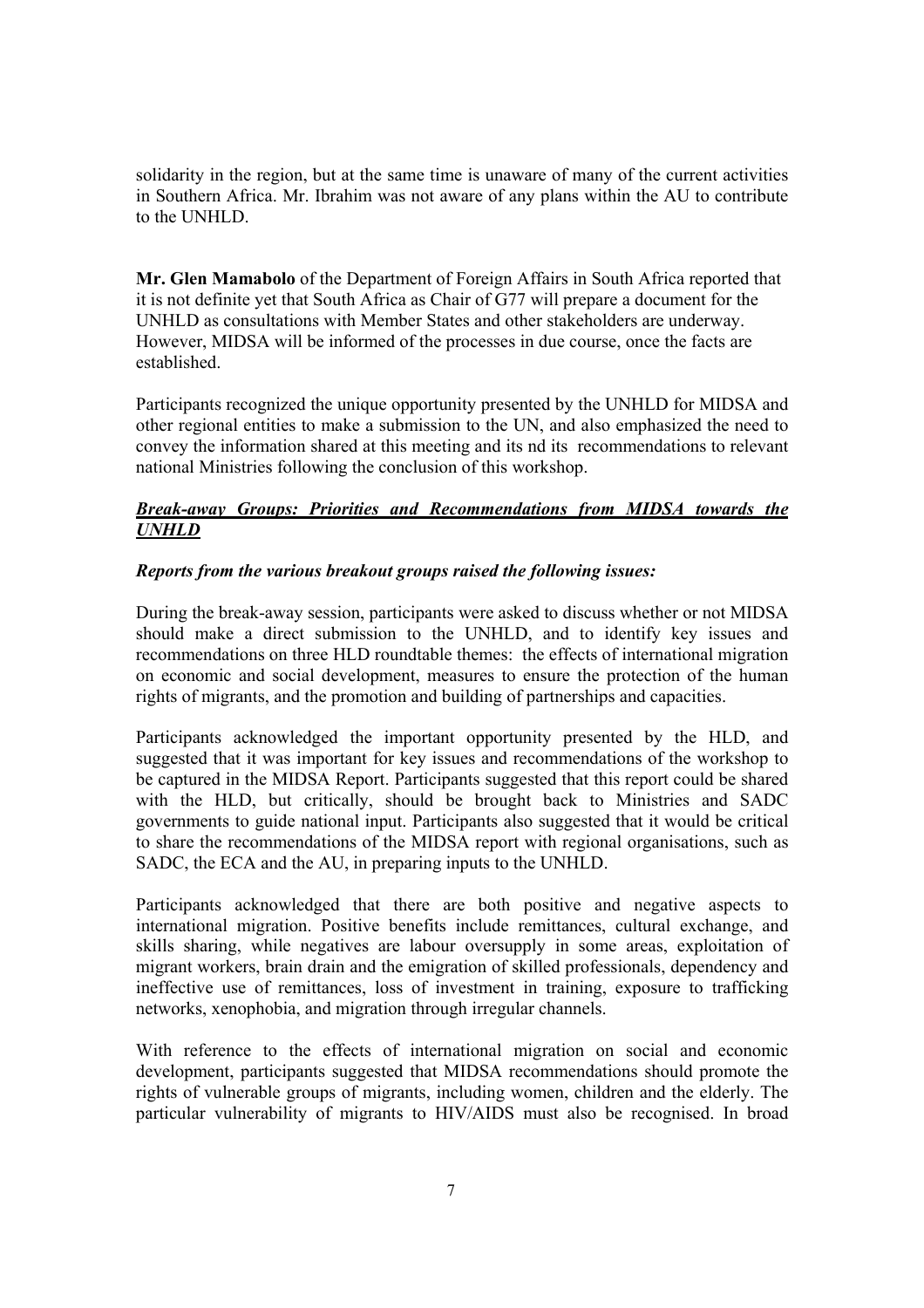solidarity in the region, but at the same time is unaware of many of the current activities in Southern Africa. Mr. Ibrahim was not aware of any plans within the AU to contribute to the UNHLD.

**Mr. Glen Mamabolo** of the Department of Foreign Affairs in South Africa reported that it is not definite yet that South Africa as Chair of G77 will prepare a document for the UNHLD as consultations with Member States and other stakeholders are underway. However, MIDSA will be informed of the processes in due course, once the facts are established.

Participants recognized the unique opportunity presented by the UNHLD for MIDSA and other regional entities to make a submission to the UN, and also emphasized the need to convey the information shared at this meeting and its nd its recommendations to relevant national Ministries following the conclusion of this workshop.

***Break-away Groups: Priorities and Recommendations from MIDSA towards the UNHLD***

***Reports from the various breakout groups raised the following issues:***

During the break-away session, participants were asked to discuss whether or not MIDSA should make a direct submission to the UNHLD, and to identify key issues and recommendations on three HLD roundtable themes: the effects of international migration on economic and social development, measures to ensure the protection of the human rights of migrants, and the promotion and building of partnerships and capacities.

Participants acknowledged the important opportunity presented by the HLD, and suggested that it was important for key issues and recommendations of the workshop to be captured in the MIDSA Report. Participants suggested that this report could be shared with the HLD, but critically, should be brought back to Ministries and SADC governments to guide national input. Participants also suggested that it would be critical to share the recommendations of the MIDSA report with regional organisations, such as SADC, the ECA and the AU, in preparing inputs to the UNHLD.

Participants acknowledged that there are both positive and negative aspects to international migration. Positive benefits include remittances, cultural exchange, and skills sharing, while negatives are labour oversupply in some areas, exploitation of migrant workers, brain drain and the emigration of skilled professionals, dependency and ineffective use of remittances, loss of investment in training, exposure to trafficking networks, xenophobia, and migration through irregular channels.

With reference to the effects of international migration on social and economic development, participants suggested that MIDSA recommendations should promote the rights of vulnerable groups of migrants, including women, children and the elderly. The particular vulnerability of migrants to HIV/AIDS must also be recognised. In broad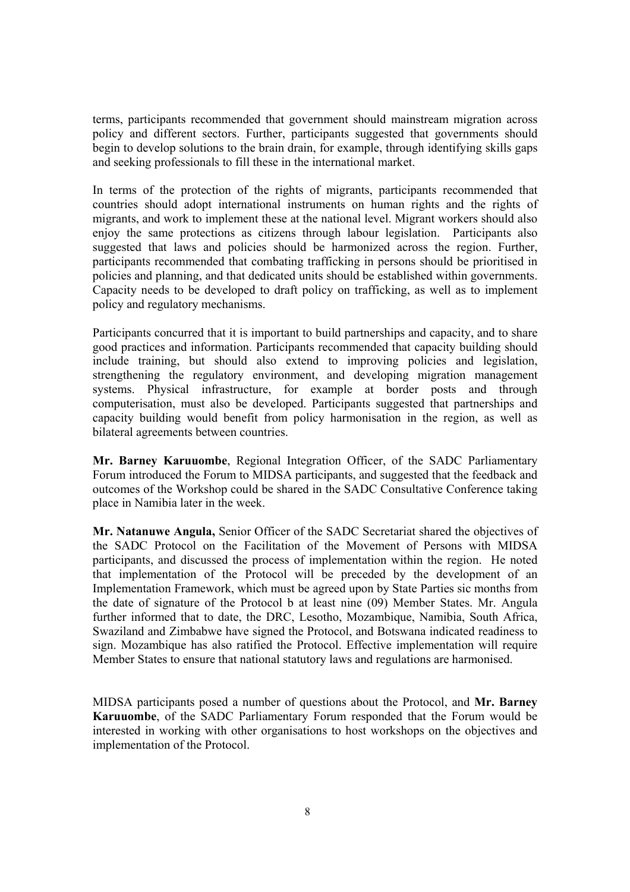terms, participants recommended that government should mainstream migration across policy and different sectors. Further, participants suggested that governments should begin to develop solutions to the brain drain, for example, through identifying skills gaps and seeking professionals to fill these in the international market.

In terms of the protection of the rights of migrants, participants recommended that countries should adopt international instruments on human rights and the rights of migrants, and work to implement these at the national level. Migrant workers should also enjoy the same protections as citizens through labour legislation. Participants also suggested that laws and policies should be harmonized across the region. Further, participants recommended that combating trafficking in persons should be prioritised in policies and planning, and that dedicated units should be established within governments. Capacity needs to be developed to draft policy on trafficking, as well as to implement policy and regulatory mechanisms.

Participants concurred that it is important to build partnerships and capacity, and to share good practices and information. Participants recommended that capacity building should include training, but should also extend to improving policies and legislation, strengthening the regulatory environment, and developing migration management systems. Physical infrastructure, for example at border posts and through computerisation, must also be developed. Participants suggested that partnerships and capacity building would benefit from policy harmonisation in the region, as well as bilateral agreements between countries.

**Mr. Barney Karuuombe**, Regional Integration Officer, of the SADC Parliamentary Forum introduced the Forum to MIDSA participants, and suggested that the feedback and outcomes of the Workshop could be shared in the SADC Consultative Conference taking place in Namibia later in the week.

**Mr. Natanuwe Angula,** Senior Officer of the SADC Secretariat shared the objectives of the SADC Protocol on the Facilitation of the Movement of Persons with MIDSA participants, and discussed the process of implementation within the region. He noted that implementation of the Protocol will be preceded by the development of an Implementation Framework, which must be agreed upon by State Parties sic months from the date of signature of the Protocol b at least nine (09) Member States. Mr. Angula further informed that to date, the DRC, Lesotho, Mozambique, Namibia, South Africa, Swaziland and Zimbabwe have signed the Protocol, and Botswana indicated readiness to sign. Mozambique has also ratified the Protocol. Effective implementation will require Member States to ensure that national statutory laws and regulations are harmonised.

MIDSA participants posed a number of questions about the Protocol, and **Mr. Barney Karuuombe**, of the SADC Parliamentary Forum responded that the Forum would be interested in working with other organisations to host workshops on the objectives and implementation of the Protocol.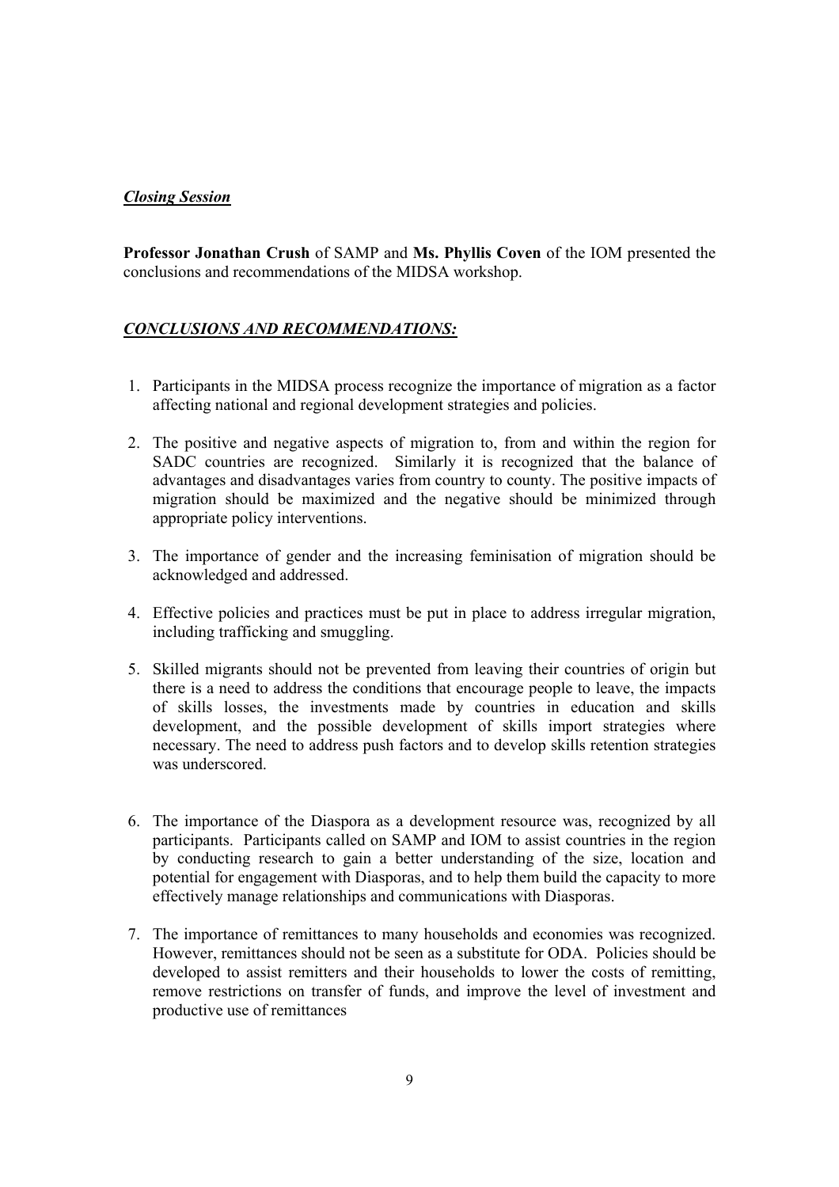***Closing Session***

**Professor Jonathan Crush** of SAMP and **Ms. Phyllis Coven** of the IOM presented the conclusions and recommendations of the MIDSA workshop.

***CONCLUSIONS AND RECOMMENDATIONS:***

1. Participants in the MIDSA process recognize the importance of migration as a factor affecting national and regional development strategies and policies.

2. The positive and negative aspects of migration to, from and within the region for SADC countries are recognized. Similarly it is recognized that the balance of advantages and disadvantages varies from country to county. The positive impacts of migration should be maximized and the negative should be minimized through appropriate policy interventions.

3. The importance of gender and the increasing feminisation of migration should be acknowledged and addressed.

4. Effective policies and practices must be put in place to address irregular migration, including trafficking and smuggling.

5. Skilled migrants should not be prevented from leaving their countries of origin but there is a need to address the conditions that encourage people to leave, the impacts of skills losses, the investments made by countries in education and skills development, and the possible development of skills import strategies where necessary. The need to address push factors and to develop skills retention strategies was underscored.

6. The importance of the Diaspora as a development resource was, recognized by all participants. Participants called on SAMP and IOM to assist countries in the region by conducting research to gain a better understanding of the size, location and potential for engagement with Diasporas, and to help them build the capacity to more effectively manage relationships and communications with Diasporas.

7. The importance of remittances to many households and economies was recognized. However, remittances should not be seen as a substitute for ODA. Policies should be developed to assist remitters and their households to lower the costs of remitting, remove restrictions on transfer of funds, and improve the level of investment and productive use of remittances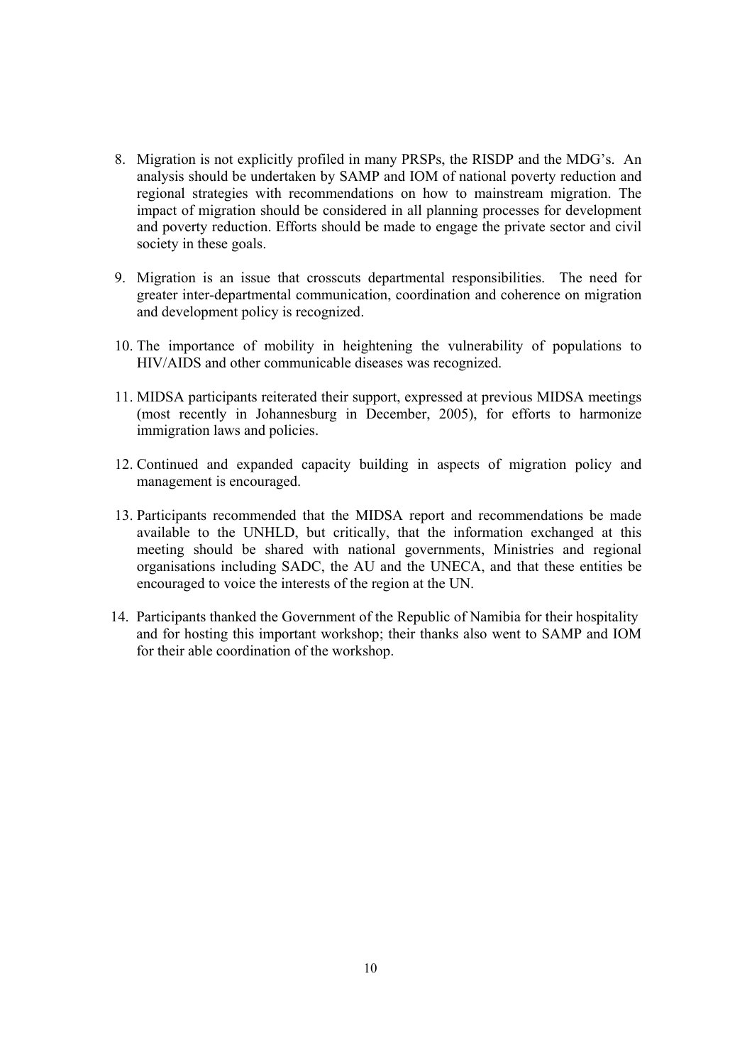8. Migration is not explicitly profiled in many PRSPs, the RISDP and the MDG's. An analysis should be undertaken by SAMP and IOM of national poverty reduction and regional strategies with recommendations on how to mainstream migration. The impact of migration should be considered in all planning processes for development and poverty reduction. Efforts should be made to engage the private sector and civil society in these goals.

9. Migration is an issue that crosscuts departmental responsibilities. The need for greater inter-departmental communication, coordination and coherence on migration and development policy is recognized.

10. The importance of mobility in heightening the vulnerability of populations to HIV/AIDS and other communicable diseases was recognized.

11. MIDSA participants reiterated their support, expressed at previous MIDSA meetings (most recently in Johannesburg in December, 2005), for efforts to harmonize immigration laws and policies.

12. Continued and expanded capacity building in aspects of migration policy and management is encouraged.

13. Participants recommended that the MIDSA report and recommendations be made available to the UNHLD, but critically, that the information exchanged at this meeting should be shared with national governments, Ministries and regional organisations including SADC, the AU and the UNECA, and that these entities be encouraged to voice the interests of the region at the UN.

14. Participants thanked the Government of the Republic of Namibia for their hospitality and for hosting this important workshop; their thanks also went to SAMP and IOM for their able coordination of the workshop.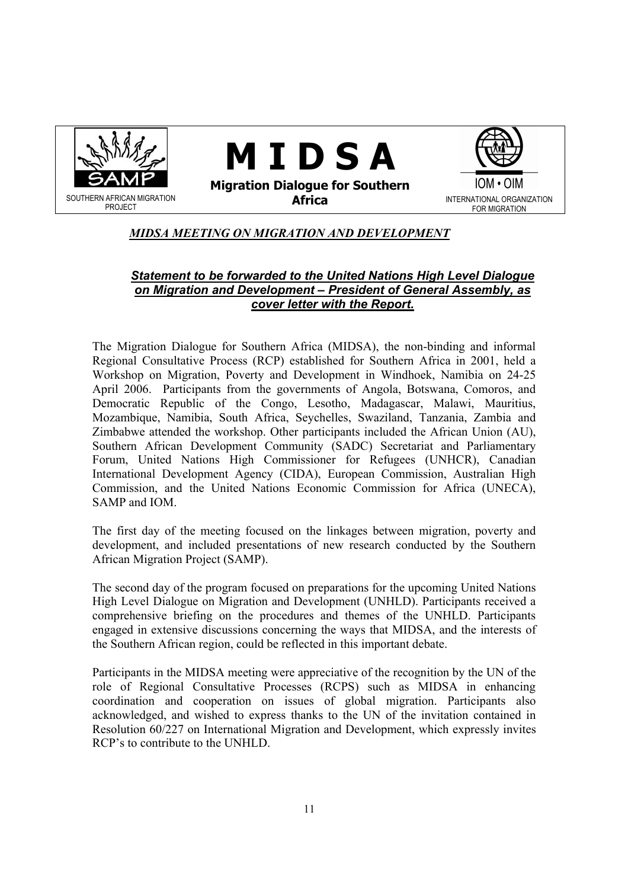| SOUTHERN AFRICAN MIGRATION PROJECT | **M I D S A**<br>**Migration Dialogue for Southern Africa** | IOM • OIM<br>INTERNATIONAL ORGANIZATION FOR MIGRATION |
| --- | --- | --- |

***MIDSA MEETING ON MIGRATION AND DEVELOPMENT***

***Statement to be forwarded to the United Nations High Level Dialogue on Migration and Development – President of General Assembly, as cover letter with the Report.***

The Migration Dialogue for Southern Africa (MIDSA), the non-binding and informal Regional Consultative Process (RCP) established for Southern Africa in 2001, held a Workshop on Migration, Poverty and Development in Windhoek, Namibia on 24-25 April 2006. Participants from the governments of Angola, Botswana, Comoros, and Democratic Republic of the Congo, Lesotho, Madagascar, Malawi, Mauritius, Mozambique, Namibia, South Africa, Seychelles, Swaziland, Tanzania, Zambia and Zimbabwe attended the workshop. Other participants included the African Union (AU), Southern African Development Community (SADC) Secretariat and Parliamentary Forum, United Nations High Commissioner for Refugees (UNHCR), Canadian International Development Agency (CIDA), European Commission, Australian High Commission, and the United Nations Economic Commission for Africa (UNECA), SAMP and IOM.

The first day of the meeting focused on the linkages between migration, poverty and development, and included presentations of new research conducted by the Southern African Migration Project (SAMP).

The second day of the program focused on preparations for the upcoming United Nations High Level Dialogue on Migration and Development (UNHLD). Participants received a comprehensive briefing on the procedures and themes of the UNHLD. Participants engaged in extensive discussions concerning the ways that MIDSA, and the interests of the Southern African region, could be reflected in this important debate.

Participants in the MIDSA meeting were appreciative of the recognition by the UN of the role of Regional Consultative Processes (RCPS) such as MIDSA in enhancing coordination and cooperation on issues of global migration. Participants also acknowledged, and wished to express thanks to the UN of the invitation contained in Resolution 60/227 on International Migration and Development, which expressly invites RCP's to contribute to the UNHLD.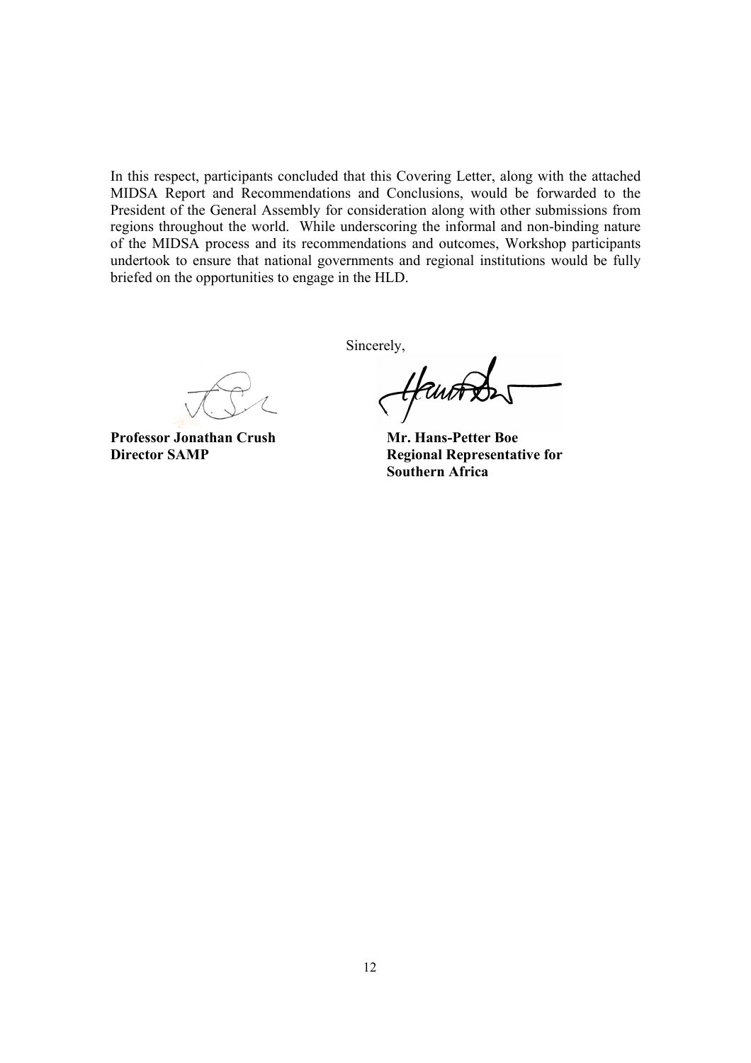In this respect, participants concluded that this Covering Letter, along with the attached MIDSA Report and Recommendations and Conclusions, would be forwarded to the President of the General Assembly for consideration along with other submissions from regions throughout the world. While underscoring the informal and non-binding nature of the MIDSA process and its recommendations and outcomes, Workshop participants undertook to ensure that national governments and regional institutions would be fully briefed on the opportunities to engage in the HLD.

Sincerely,

**Professor Jonathan Crush**
**Director SAMP**

**Mr. Hans-Petter Boe**
**Regional Representative for Southern Africa**